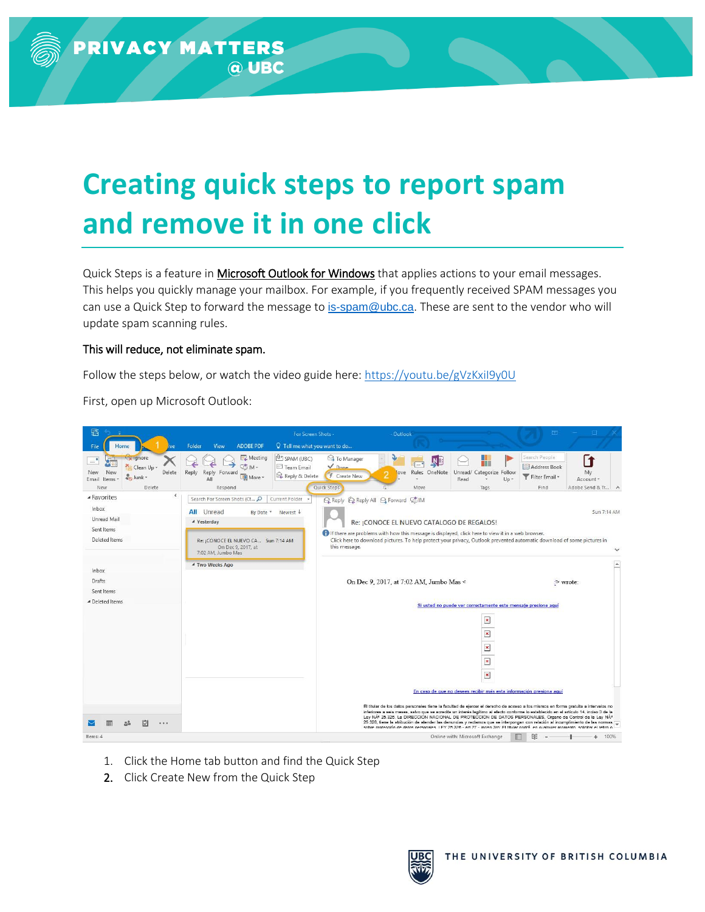# Creating quick steps to report spam and remove it in one click

Quick Steps is a feature in Microsoft Outlook for Windows that applies actions to your email messages. This helps you quickly manage your mailbox. For example, if you frequently received SPAM messages you can use a Quick Step to forward the message to is-spam@ubc.ca. These are sent to the vendor who will update spam scanning rules.

This will reduce, not eliminate spam.

Follow the steps below, or watch the video guide here: https://youtu.be/gVzKxiI9y0U

First, open up Microsoft Outlook:

1. Click the Home tab button and find the Quick Step
2. Click Create New from the Quick Step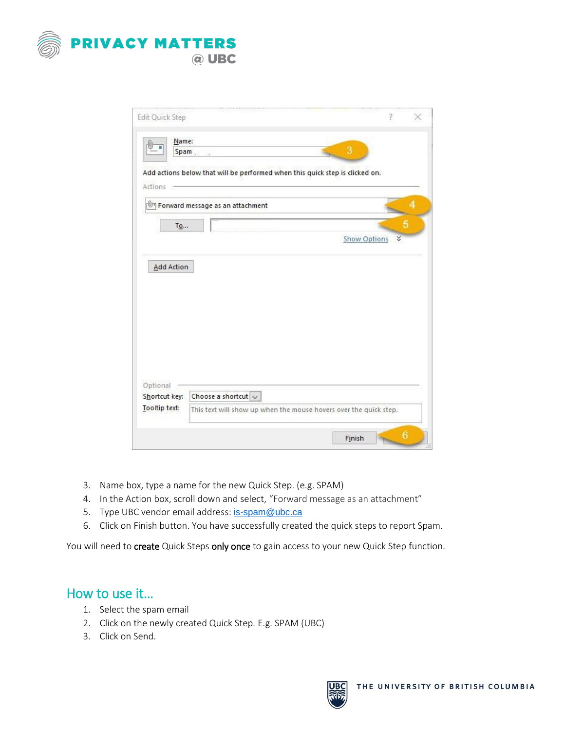3. Name box, type a name for the new Quick Step. (e.g. SPAM)
4. In the Action box, scroll down and select, "Forward message as an attachment"
5. Type UBC vendor email address: [is-spam@ubc.ca](mailto:is-spam@ubc.ca)
6. Click on Finish button. You have successfully created the quick steps to report Spam.

You will need to **create** Quick Steps **only once** to gain access to your new Quick Step function.

## How to use it…

1. Select the spam email
2. Click on the newly created Quick Step. E.g. SPAM (UBC)
3. Click on Send.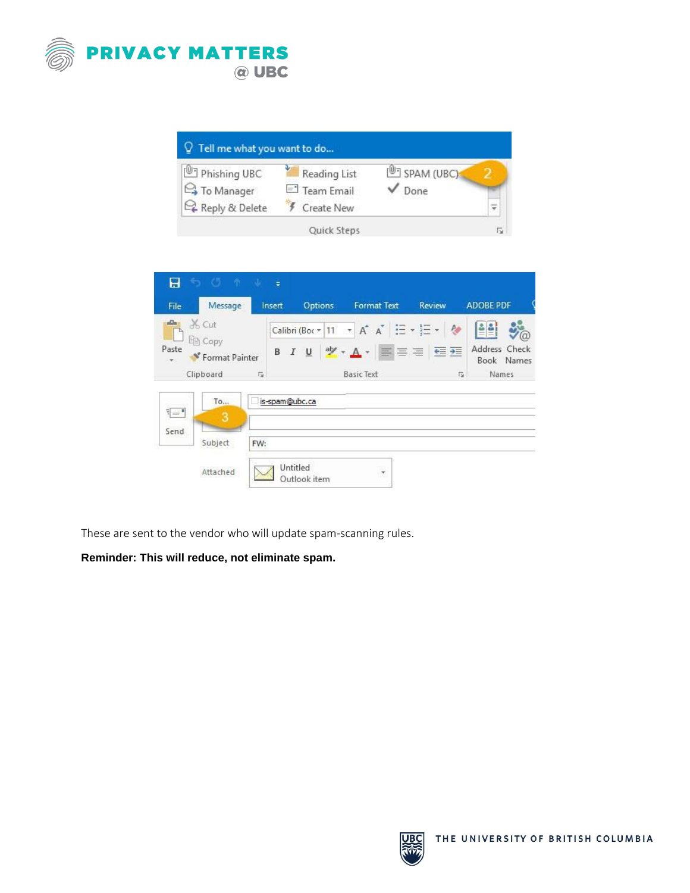These are sent to the vendor who will update spam-scanning rules.

**Reminder: This will reduce, not eliminate spam.**